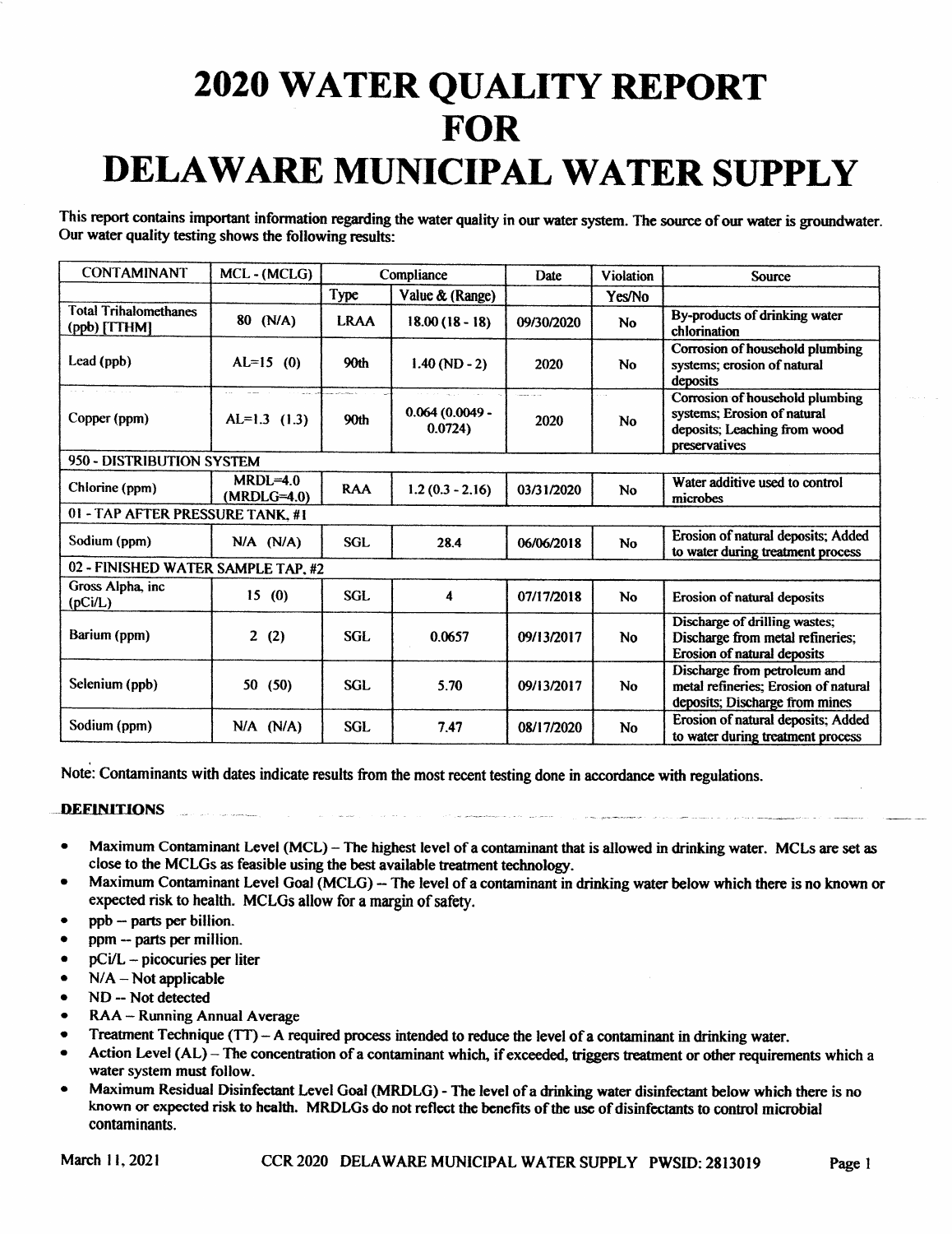# 2020 WATER QUALITY REPORT FOR DELAWARE MUNICIPAL WATER SUPPLY

This report contains important information regarding the water quality in our water system. The source of our water is groundwater. Our water quality testing shows the following results:

| CONTAMINANT | MCL - (MCLG) | Compliance | | Date | Violation | Source |
|---|---|---|---|---|---|---|
| | | Type | Value & (Range) | | Yes/No | |
| Total Trihalomethanes (ppb) [TTHM] | 80 (N/A) | LRAA | 18.00 (18 - 18) | 09/30/2020 | No | By-products of drinking water chlorination |
| Lead (ppb) | AL=15 (0) | 90th | 1.40 (ND - 2) | 2020 | No | Corrosion of household plumbing systems; erosion of natural deposits |
| Copper (ppm) | AL=1.3 (1.3) | 90th | 0.064 (0.0049 - 0.0724) | 2020 | No | Corrosion of household plumbing systems; Erosion of natural deposits; Leaching from wood preservatives |
| 950 - DISTRIBUTION SYSTEM | | | | | | |
| Chlorine (ppm) | MRDL=4.0 (MRDLG=4.0) | RAA | 1.2 (0.3 - 2.16) | 03/31/2020 | No | Water additive used to control microbes |
| 01 - TAP AFTER PRESSURE TANK, #1 | | | | | | |
| Sodium (ppm) | N/A (N/A) | SGL | 28.4 | 06/06/2018 | No | Erosion of natural deposits; Added to water during treatment process |
| 02 - FINISHED WATER SAMPLE TAP, #2 | | | | | | |
| Gross Alpha, inc (pCi/L) | 15 (0) | SGL | 4 | 07/17/2018 | No | Erosion of natural deposits |
| Barium (ppm) | 2 (2) | SGL | 0.0657 | 09/13/2017 | No | Discharge of drilling wastes; Discharge from metal refineries; Erosion of natural deposits |
| Selenium (ppb) | 50 (50) | SGL | 5.70 | 09/13/2017 | No | Discharge from petroleum and metal refineries; Erosion of natural deposits; Discharge from mines |
| Sodium (ppm) | N/A (N/A) | SGL | 7.47 | 08/17/2020 | No | Erosion of natural deposits; Added to water during treatment process |

Note: Contaminants with dates indicate results from the most recent testing done in accordance with regulations.

## DEFINITIONS

- Maximum Contaminant Level (MCL) – The highest level of a contaminant that is allowed in drinking water. MCLs are set as close to the MCLGs as feasible using the best available treatment technology.
- Maximum Contaminant Level Goal (MCLG) -- The level of a contaminant in drinking water below which there is no known or expected risk to health. MCLGs allow for a margin of safety.
- ppb -- parts per billion.
- ppm -- parts per million.
- pCi/L – picocuries per liter
- N/A – Not applicable
- ND -- Not detected
- RAA – Running Annual Average
- Treatment Technique (TT) – A required process intended to reduce the level of a contaminant in drinking water.
- Action Level (AL) – The concentration of a contaminant which, if exceeded, triggers treatment or other requirements which a water system must follow.
- Maximum Residual Disinfectant Level Goal (MRDLG) - The level of a drinking water disinfectant below which there is no known or expected risk to health. MRDLGs do not reflect the benefits of the use of disinfectants to control microbial contaminants.

March 11, 2021 CCR 2020 DELAWARE MUNICIPAL WATER SUPPLY PWSID: 2813019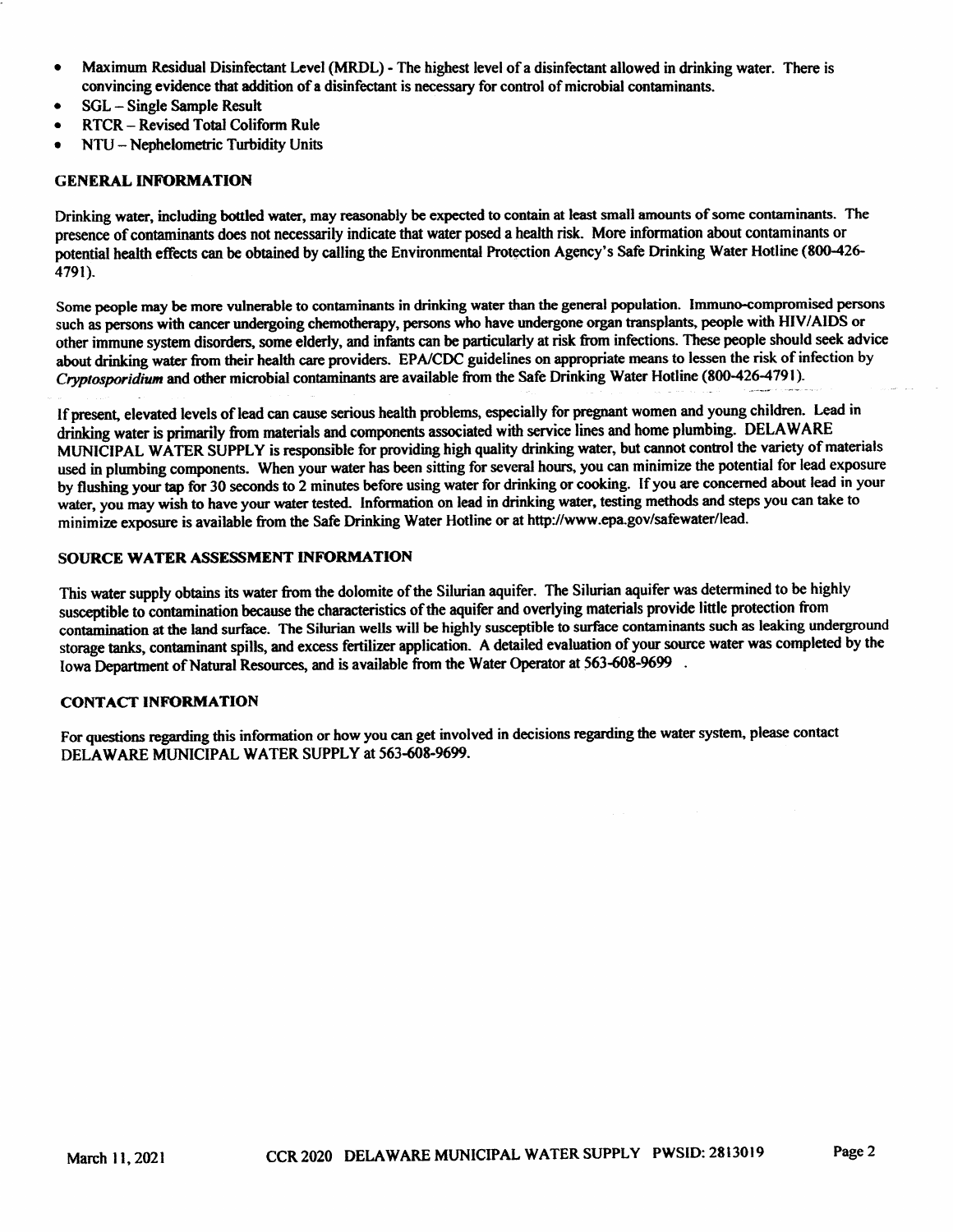- Maximum Residual Disinfectant Level (MRDL) - The highest level of a disinfectant allowed in drinking water. There is convincing evidence that addition of a disinfectant is necessary for control of microbial contaminants.
- SGL – Single Sample Result
- RTCR – Revised Total Coliform Rule
- NTU – Nephelometric Turbidity Units

## GENERAL INFORMATION

Drinking water, including bottled water, may reasonably be expected to contain at least small amounts of some contaminants. The presence of contaminants does not necessarily indicate that water posed a health risk. More information about contaminants or potential health effects can be obtained by calling the Environmental Protection Agency's Safe Drinking Water Hotline (800-426-4791).

Some people may be more vulnerable to contaminants in drinking water than the general population. Immuno-compromised persons such as persons with cancer undergoing chemotherapy, persons who have undergone organ transplants, people with HIV/AIDS or other immune system disorders, some elderly, and infants can be particularly at risk from infections. These people should seek advice about drinking water from their health care providers. EPA/CDC guidelines on appropriate means to lessen the risk of infection by *Cryptosporidium* and other microbial contaminants are available from the Safe Drinking Water Hotline (800-426-4791).

If present, elevated levels of lead can cause serious health problems, especially for pregnant women and young children. Lead in drinking water is primarily from materials and components associated with service lines and home plumbing. DELAWARE MUNICIPAL WATER SUPPLY is responsible for providing high quality drinking water, but cannot control the variety of materials used in plumbing components. When your water has been sitting for several hours, you can minimize the potential for lead exposure by flushing your tap for 30 seconds to 2 minutes before using water for drinking or cooking. If you are concerned about lead in your water, you may wish to have your water tested. Information on lead in drinking water, testing methods and steps you can take to minimize exposure is available from the Safe Drinking Water Hotline or at http://www.epa.gov/safewater/lead.

## SOURCE WATER ASSESSMENT INFORMATION

This water supply obtains its water from the dolomite of the Silurian aquifer. The Silurian aquifer was determined to be highly susceptible to contamination because the characteristics of the aquifer and overlying materials provide little protection from contamination at the land surface. The Silurian wells will be highly susceptible to surface contaminants such as leaking underground storage tanks, contaminant spills, and excess fertilizer application. A detailed evaluation of your source water was completed by the Iowa Department of Natural Resources, and is available from the Water Operator at 563-608-9699 .

## CONTACT INFORMATION

For questions regarding this information or how you can get involved in decisions regarding the water system, please contact DELAWARE MUNICIPAL WATER SUPPLY at 563-608-9699.